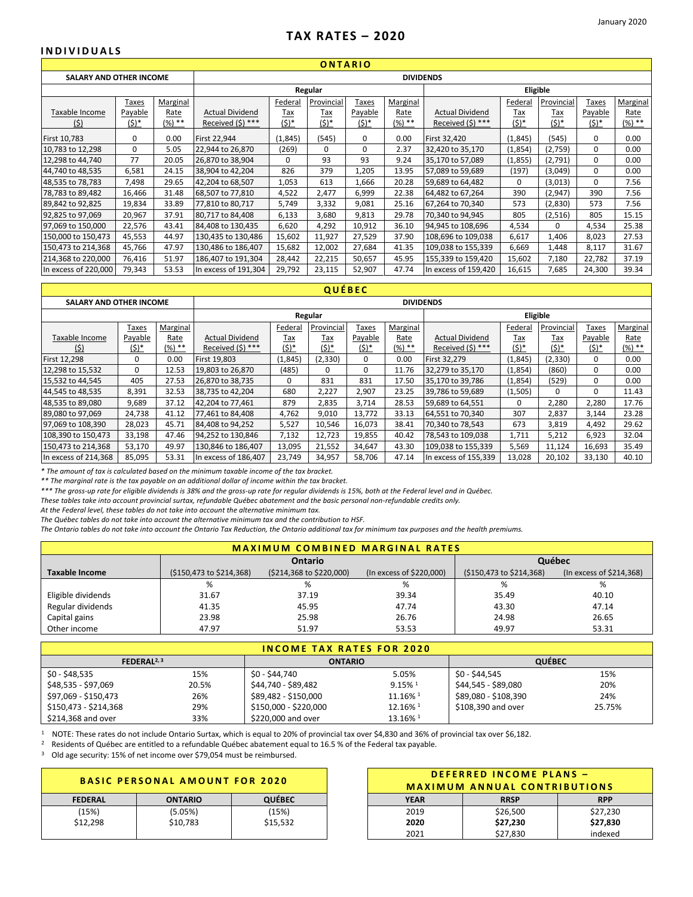January 2020

# TAX RATES – 2020

## INDIVIDUALS

### ONTARIO

| SALARY AND OTHER INCOME | | | DIVIDENDS | | | | | | | | | | |
|---|---|---|---|---|---|---|---|---|---|---|---|---|---|
| | | | Regular | | | | | Eligible | | | | | |
| Taxable Income ($) | Taxes Payable ($)* | Marginal Rate (%) ** | Actual Dividend Received ($) *** | Federal Tax ($)* | Provincial Tax ($)* | Taxes Payable ($)* | Marginal Rate (%) ** | Actual Dividend Received ($) *** | Federal Tax ($)* | Provincial Tax ($)* | Taxes Payable ($)* | Marginal Rate (%) ** |
| First 10,783 | 0 | 0.00 | First 22,944 | (1,845) | (545) | 0 | 0.00 | First 32,420 | (1,845) | (545) | 0 | 0.00 |
| 10,783 to 12,298 | 0 | 5.05 | 22,944 to 26,870 | (269) | 0 | 0 | 2.37 | 32,420 to 35,170 | (1,854) | (2,759) | 0 | 0.00 |
| 12,298 to 44,740 | 77 | 20.05 | 26,870 to 38,904 | 0 | 93 | 93 | 9.24 | 35,170 to 57,089 | (1,855) | (2,791) | 0 | 0.00 |
| 44,740 to 48,535 | 6,581 | 24.15 | 38,904 to 42,204 | 826 | 379 | 1,205 | 13.95 | 57,089 to 59,689 | (197) | (3,049) | 0 | 0.00 |
| 48,535 to 78,783 | 7,498 | 29.65 | 42,204 to 68,507 | 1,053 | 613 | 1,666 | 20.28 | 59,689 to 64,482 | 0 | (3,013) | 0 | 7.56 |
| 78,783 to 89,482 | 16,466 | 31.48 | 68,507 to 77,810 | 4,522 | 2,477 | 6,999 | 22.38 | 64,482 to 67,264 | 390 | (2,947) | 390 | 7.56 |
| 89,842 to 92,825 | 19,834 | 33.89 | 77,810 to 80,717 | 5,749 | 3,332 | 9,081 | 25.16 | 67,264 to 70,340 | 573 | (2,830) | 573 | 7.56 |
| 92,825 to 97,069 | 20,967 | 37.91 | 80,717 to 84,408 | 6,133 | 3,680 | 9,813 | 29.78 | 70,340 to 94,945 | 805 | (2,516) | 805 | 15.15 |
| 97,069 to 150,000 | 22,576 | 43.41 | 84,408 to 130,435 | 6,620 | 4,292 | 10,912 | 36.10 | 94,945 to 108,696 | 4,534 | 0 | 4,534 | 25.38 |
| 150,000 to 150,473 | 45,553 | 44.97 | 130,435 to 130,486 | 15,602 | 11,927 | 27,529 | 37.90 | 108,696 to 109,038 | 6,617 | 1,406 | 8,023 | 27.53 |
| 150,473 to 214,368 | 45,766 | 47.97 | 130,486 to 186,407 | 15,682 | 12,002 | 27,684 | 41.35 | 109,038 to 155,339 | 6,669 | 1,448 | 8,117 | 31.67 |
| 214,368 to 220,000 | 76,416 | 51.97 | 186,407 to 191,304 | 28,442 | 22,215 | 50,657 | 45.95 | 155,339 to 159,420 | 15,602 | 7,180 | 22,782 | 37.19 |
| In excess of 220,000 | 79,343 | 53.53 | In excess of 191,304 | 29,792 | 23,115 | 52,907 | 47.74 | In excess of 159,420 | 16,615 | 7,685 | 24,300 | 39.34 |

### QUÉBEC

| SALARY AND OTHER INCOME | | | DIVIDENDS | | | | | | | | | | |
|---|---|---|---|---|---|---|---|---|---|---|---|---|---|
| | | | Regular | | | | | Eligible | | | | | |
| Taxable Income ($) | Taxes Payable ($)* | Marginal Rate (%) ** | Actual Dividend Received ($) *** | Federal Tax ($)* | Provincial Tax ($)* | Taxes Payable ($)* | Marginal Rate (%) ** | Actual Dividend Received ($) *** | Federal Tax ($)* | Provincial Tax ($)* | Taxes Payable ($)* | Marginal Rate (%) ** |
| First 12,298 | 0 | 0.00 | First 19,803 | (1,845) | (2,330) | 0 | 0.00 | First 32,279 | (1,845) | (2,330) | 0 | 0.00 |
| 12,298 to 15,532 | 0 | 12.53 | 19,803 to 26,870 | (485) | 0 | 0 | 11.76 | 32,279 to 35,170 | (1,854) | (860) | 0 | 0.00 |
| 15,532 to 44,545 | 405 | 27.53 | 26,870 to 38,735 | 0 | 831 | 831 | 17.50 | 35,170 to 39,786 | (1,854) | (529) | 0 | 0.00 |
| 44,545 to 48,535 | 8,391 | 32.53 | 38,735 to 42,204 | 680 | 2,227 | 2,907 | 23.25 | 39,786 to 59,689 | (1,505) | 0 | 0 | 11.43 |
| 48,535 to 89,080 | 9,689 | 37.12 | 42,204 to 77,461 | 879 | 2,835 | 3,714 | 28.53 | 59,689 to 64,551 | 0 | 2,280 | 2,280 | 17.76 |
| 89,080 to 97,069 | 24,738 | 41.12 | 77,461 to 84,408 | 4,762 | 9,010 | 13,772 | 33.13 | 64,551 to 70,340 | 307 | 2,837 | 3,144 | 23.28 |
| 97,069 to 108,390 | 28,023 | 45.71 | 84,408 to 94,252 | 5,527 | 10,546 | 16,073 | 38.41 | 70,340 to 78,543 | 673 | 3,819 | 4,492 | 29.62 |
| 108,390 to 150,473 | 33,198 | 47.46 | 94,252 to 130,846 | 7,132 | 12,723 | 19,855 | 40.42 | 78,543 to 109,038 | 1,711 | 5,212 | 6,923 | 32.04 |
| 150,473 to 214,368 | 53,170 | 49.97 | 130,846 to 186,407 | 13,095 | 21,552 | 34,647 | 43.30 | 109,038 to 155,339 | 5,569 | 11,124 | 16,693 | 35.49 |
| In excess of 214,368 | 85,095 | 53.31 | In excess of 186,407 | 23,749 | 34,957 | 58,706 | 47.14 | In excess of 155,339 | 13,028 | 20,102 | 33,130 | 40.10 |

*\* The amount of tax is calculated based on the minimum taxable income of the tax bracket.*

*\*\* The marginal rate is the tax payable on an additional dollar of income within the tax bracket.*

*\*\*\* The gross-up rate for eligible dividends is 38% and the gross-up rate for regular dividends is 15%, both at the Federal level and in Québec.*

*These tables take into account provincial surtax, refundable Québec abatement and the basic personal non-refundable credits only.*

*At the Federal level, these tables do not take into account the alternative minimum tax.*

*The Québec tables do not take into account the alternative minimum tax and the contribution to HSF.*

*The Ontario tables do not take into account the Ontario Tax Reduction, the Ontario additional tax for minimum tax purposes and the health premiums.*

### MAXIMUM COMBINED MARGINAL RATES

| Taxable Income | Ontario ($150,473 to $214,368) | Ontario ($214,368 to $220,000) | Ontario (In excess of $220,000) | Québec ($150,473 to $214,368) | Québec (In excess of $214,368) |
|---|---|---|---|---|---|
| | % | % | % | % | % |
| Eligible dividends | 31.67 | 37.19 | 39.34 | 35.49 | 40.10 |
| Regular dividends | 41.35 | 45.95 | 47.74 | 43.30 | 47.14 |
| Capital gains | 23.98 | 25.98 | 26.76 | 24.98 | 26.65 |
| Other income | 47.97 | 51.97 | 53.53 | 49.97 | 53.31 |

### INCOME TAX RATES FOR 2020

| FEDERAL[2, 3] | | ONTARIO | | QUÉBEC | |
|---|---|---|---|---|---|
| $0 - $48,535 | 15% | $0 - $44,740 | 5.05% | $0 - $44,545 | 15% |
| $48,535 - $97,069 | 20.5% | $44,740 - $89,482 | 9.15% [1] | $44,545 - $89,080 | 20% |
| $97,069 - $150,473 | 26% | $89,482 - $150,000 | 11.16% [1] | $89,080 - $108,390 | 24% |
| $150,473 - $214,368 | 29% | $150,000 - $220,000 | 12.16% [1] | $108,390 and over | 25.75% |
| $214,368 and over | 33% | $220,000 and over | 13.16% [1] | | |

[1] NOTE: These rates do not include Ontario Surtax, which is equal to 20% of provincial tax over $4,830 and 36% of provincial tax over $6,182.

[2] Residents of Québec are entitled to a refundable Québec abatement equal to 16.5 % of the Federal tax payable.

[3] Old age security: 15% of net income over $79,054 must be reimbursed.

### BASIC PERSONAL AMOUNT FOR 2020

| FEDERAL | ONTARIO | QUÉBEC |
|---|---|---|
| (15%) | (5.05%) | (15%) |
| $12,298 | $10,783 | $15,532 |

### DEFERRED INCOME PLANS – MAXIMUM ANNUAL CONTRIBUTIONS

| YEAR | RRSP | RPP |
|---|---|---|
| 2019 | $26,500 | $27,230 |
| **2020** | **$27,230** | **$27,830** |
| 2021 | $27,830 | indexed |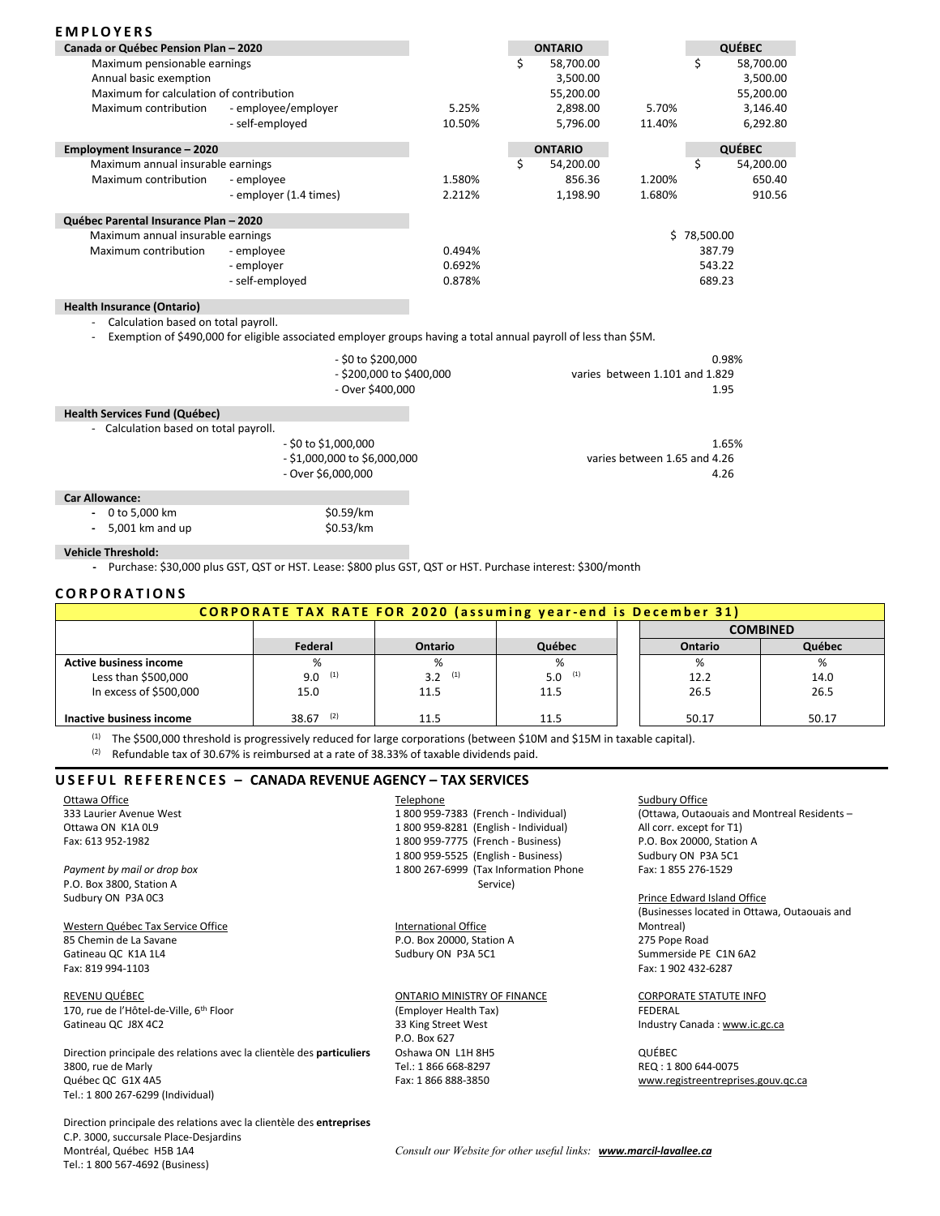## EMPLOYERS

| Canada or Québec Pension Plan – 2020 | | | ONTARIO | | QUÉBEC |
|---|---|---|---|---|---|
| Maximum pensionable earnings | | | $ 58,700.00 | | $ 58,700.00 |
| Annual basic exemption | | | 3,500.00 | | 3,500.00 |
| Maximum for calculation of contribution | | | 55,200.00 | | 55,200.00 |
| Maximum contribution | - employee/employer | 5.25% | 2,898.00 | 5.70% | 3,146.40 |
| | - self-employed | 10.50% | 5,796.00 | 11.40% | 6,292.80 |

| Employment Insurance – 2020 | | | ONTARIO | | QUÉBEC |
|---|---|---|---|---|---|
| Maximum annual insurable earnings | | | $ 54,200.00 | | $ 54,200.00 |
| Maximum contribution | - employee | 1.580% | 856.36 | 1.200% | 650.40 |
| | - employer (1.4 times) | 2.212% | 1,198.90 | 1.680% | 910.56 |

| Québec Parental Insurance Plan – 2020 | | | |
|---|---|---|---|
| Maximum annual insurable earnings | | | $ 78,500.00 |
| Maximum contribution | - employee | 0.494% | 387.79 |
| | - employer | 0.692% | 543.22 |
| | - self-employed | 0.878% | 689.23 |

**Health Insurance (Ontario)**

- Calculation based on total payroll.
- Exemption of $490,000 for eligible associated employer groups having a total annual payroll of less than $5M.

| | |
|---|---|
| - $0 to $200,000 | 0.98% |
| - $200,000 to $400,000 | varies between 1.101 and 1.829 |
| - Over $400,000 | 1.95 |

**Health Services Fund (Québec)**

- Calculation based on total payroll.

| | |
|---|---|
| - $0 to $1,000,000 | 1.65% |
| - $1,000,000 to $6,000,000 | varies between 1.65 and 4.26 |
| - Over $6,000,000 | 4.26 |

**Car Allowance:**

- 0 to 5,000 km — $0.59/km
- 5,001 km and up — $0.53/km

**Vehicle Threshold:**

- Purchase: $30,000 plus GST, QST or HST. Lease: $800 plus GST, QST or HST. Purchase interest: $300/month

## CORPORATIONS

**CORPORATE TAX RATE FOR 2020 (assuming year-end is December 31)**

| | | | | COMBINED | |
|---|---|---|---|---|---|
| | Federal | Ontario | Québec | Ontario | Québec |
| **Active business income** | % | % | % | % | % |
| Less than $500,000 | 9.0 [1] | 3.2 [1] | 5.0 [1] | 12.2 | 14.0 |
| In excess of $500,000 | 15.0 | 11.5 | 11.5 | 26.5 | 26.5 |
| **Inactive business income** | 38.67 [2] | 11.5 | 11.5 | 50.17 | 50.17 |

[1] The $500,000 threshold is progressively reduced for large corporations (between $10M and $15M in taxable capital).

[2] Refundable tax of 30.67% is reimbursed at a rate of 38.33% of taxable dividends paid.

## USEFUL REFERENCES – CANADA REVENUE AGENCY – TAX SERVICES

Ottawa Office
333 Laurier Avenue West
Ottawa ON K1A 0L9
Fax: 613 952-1982

*Payment by mail or drop box*
P.O. Box 3800, Station A
Sudbury ON P3A 0C3

Western Québec Tax Service Office
85 Chemin de La Savane
Gatineau QC K1A 1L4
Fax: 819 994-1103

REVENU QUÉBEC
170, rue de l'Hôtel-de-Ville, 6th Floor
Gatineau QC J8X 4C2

Direction principale des relations avec la clientèle des **particuliers**
3800, rue de Marly
Québec QC G1X 4A5
Tel.: 1 800 267-6299 (Individual)

Direction principale des relations avec la clientèle des **entreprises**
C.P. 3000, succursale Place-Desjardins
Montréal, Québec H5B 1A4
Tel.: 1 800 567-4692 (Business)

Telephone
1 800 959-7383 (French - Individual)
1 800 959-8281 (English - Individual)
1 800 959-7775 (French - Business)
1 800 959-5525 (English - Business)
1 800 267-6999 (Tax Information Phone Service)

International Office
P.O. Box 20000, Station A
Sudbury ON P3A 5C1

ONTARIO MINISTRY OF FINANCE
(Employer Health Tax)
33 King Street West
P.O. Box 627
Oshawa ON L1H 8H5
Tel.: 1 866 668-8297
Fax: 1 866 888-3850

Sudbury Office
(Ottawa, Outaouais and Montreal Residents – All corr. except for T1)
P.O. Box 20000, Station A
Sudbury ON P3A 5C1
Fax: 1 855 276-1529

Prince Edward Island Office
(Businesses located in Ottawa, Outaouais and Montreal)
275 Pope Road
Summerside PE C1N 6A2
Fax: 1 902 432-6287

CORPORATE STATUTE INFO
FEDERAL
Industry Canada : www.ic.gc.ca

QUÉBEC
REQ : 1 800 644-0075
www.registreentreprises.gouv.qc.ca

*Consult our Website for other useful links:* ***www.marcil-lavallee.ca***